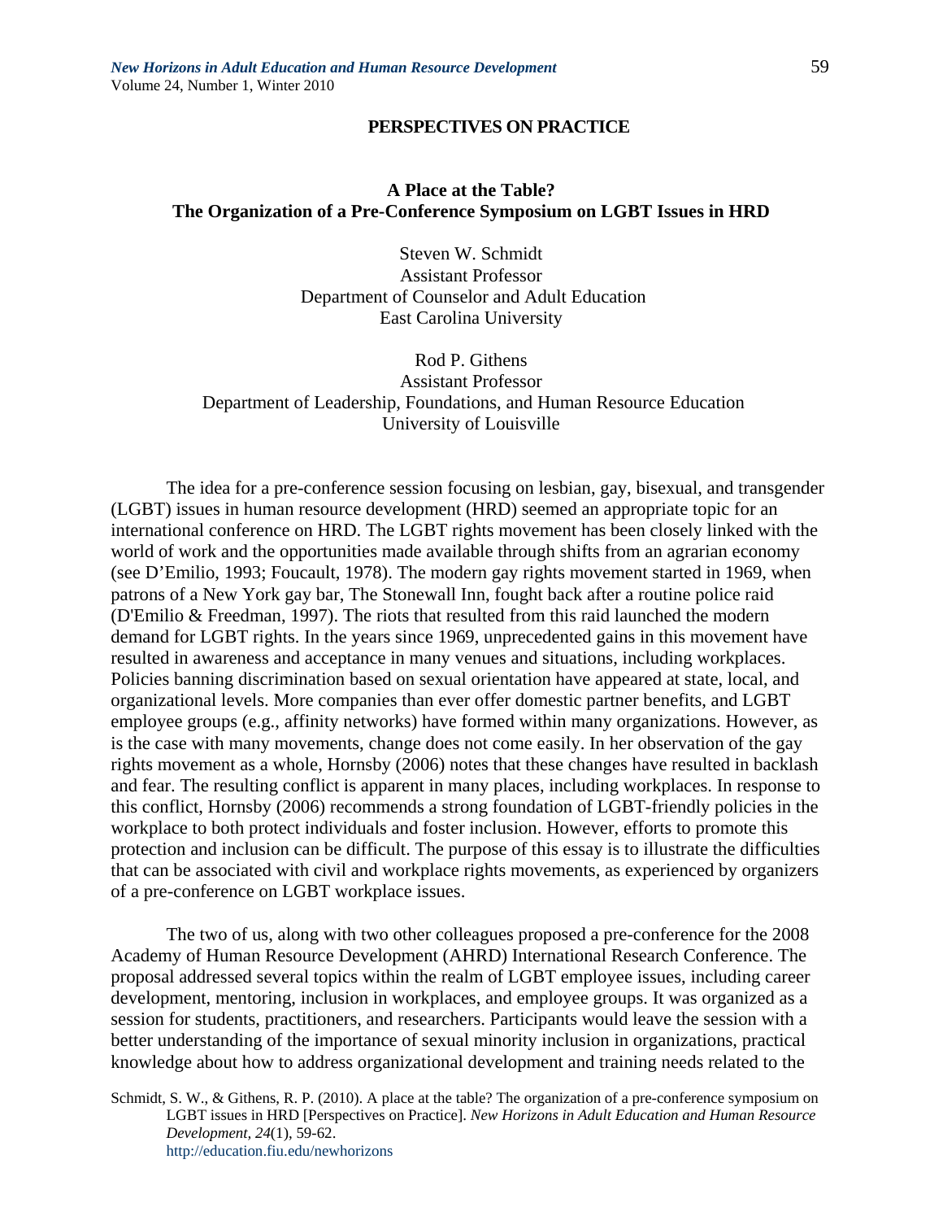**PERSPECTIVES ON PRACTICE**

# A Place at the Table? The Organization of a Pre-Conference Symposium on LGBT Issues in HRD

Steven W. Schmidt
Assistant Professor
Department of Counselor and Adult Education
East Carolina University

Rod P. Githens
Assistant Professor
Department of Leadership, Foundations, and Human Resource Education
University of Louisville

The idea for a pre-conference session focusing on lesbian, gay, bisexual, and transgender (LGBT) issues in human resource development (HRD) seemed an appropriate topic for an international conference on HRD. The LGBT rights movement has been closely linked with the world of work and the opportunities made available through shifts from an agrarian economy (see D'Emilio, 1993; Foucault, 1978). The modern gay rights movement started in 1969, when patrons of a New York gay bar, The Stonewall Inn, fought back after a routine police raid (D'Emilio & Freedman, 1997). The riots that resulted from this raid launched the modern demand for LGBT rights. In the years since 1969, unprecedented gains in this movement have resulted in awareness and acceptance in many venues and situations, including workplaces. Policies banning discrimination based on sexual orientation have appeared at state, local, and organizational levels. More companies than ever offer domestic partner benefits, and LGBT employee groups (e.g., affinity networks) have formed within many organizations. However, as is the case with many movements, change does not come easily. In her observation of the gay rights movement as a whole, Hornsby (2006) notes that these changes have resulted in backlash and fear. The resulting conflict is apparent in many places, including workplaces. In response to this conflict, Hornsby (2006) recommends a strong foundation of LGBT-friendly policies in the workplace to both protect individuals and foster inclusion. However, efforts to promote this protection and inclusion can be difficult. The purpose of this essay is to illustrate the difficulties that can be associated with civil and workplace rights movements, as experienced by organizers of a pre-conference on LGBT workplace issues.

The two of us, along with two other colleagues proposed a pre-conference for the 2008 Academy of Human Resource Development (AHRD) International Research Conference. The proposal addressed several topics within the realm of LGBT employee issues, including career development, mentoring, inclusion in workplaces, and employee groups. It was organized as a session for students, practitioners, and researchers. Participants would leave the session with a better understanding of the importance of sexual minority inclusion in organizations, practical knowledge about how to address organizational development and training needs related to the

Schmidt, S. W., & Githens, R. P. (2010). A place at the table? The organization of a pre-conference symposium on LGBT issues in HRD [Perspectives on Practice]. *New Horizons in Adult Education and Human Resource Development, 24*(1), 59-62. http://education.fiu.edu/newhorizons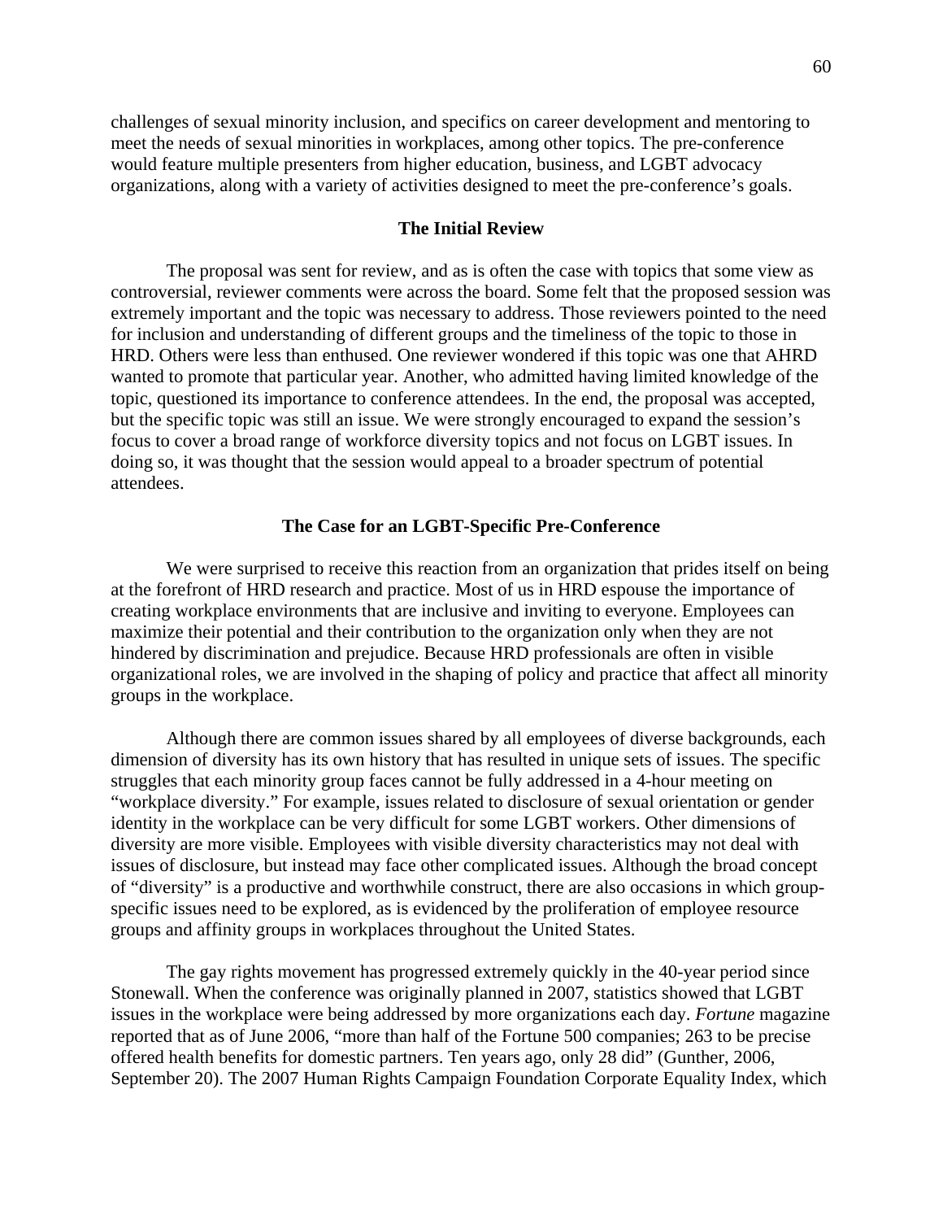challenges of sexual minority inclusion, and specifics on career development and mentoring to meet the needs of sexual minorities in workplaces, among other topics. The pre-conference would feature multiple presenters from higher education, business, and LGBT advocacy organizations, along with a variety of activities designed to meet the pre-conference's goals.

## The Initial Review

The proposal was sent for review, and as is often the case with topics that some view as controversial, reviewer comments were across the board. Some felt that the proposed session was extremely important and the topic was necessary to address. Those reviewers pointed to the need for inclusion and understanding of different groups and the timeliness of the topic to those in HRD. Others were less than enthused. One reviewer wondered if this topic was one that AHRD wanted to promote that particular year. Another, who admitted having limited knowledge of the topic, questioned its importance to conference attendees. In the end, the proposal was accepted, but the specific topic was still an issue. We were strongly encouraged to expand the session's focus to cover a broad range of workforce diversity topics and not focus on LGBT issues. In doing so, it was thought that the session would appeal to a broader spectrum of potential attendees.

## The Case for an LGBT-Specific Pre-Conference

We were surprised to receive this reaction from an organization that prides itself on being at the forefront of HRD research and practice. Most of us in HRD espouse the importance of creating workplace environments that are inclusive and inviting to everyone. Employees can maximize their potential and their contribution to the organization only when they are not hindered by discrimination and prejudice. Because HRD professionals are often in visible organizational roles, we are involved in the shaping of policy and practice that affect all minority groups in the workplace.

Although there are common issues shared by all employees of diverse backgrounds, each dimension of diversity has its own history that has resulted in unique sets of issues. The specific struggles that each minority group faces cannot be fully addressed in a 4-hour meeting on "workplace diversity." For example, issues related to disclosure of sexual orientation or gender identity in the workplace can be very difficult for some LGBT workers. Other dimensions of diversity are more visible. Employees with visible diversity characteristics may not deal with issues of disclosure, but instead may face other complicated issues. Although the broad concept of "diversity" is a productive and worthwhile construct, there are also occasions in which group-specific issues need to be explored, as is evidenced by the proliferation of employee resource groups and affinity groups in workplaces throughout the United States.

The gay rights movement has progressed extremely quickly in the 40-year period since Stonewall. When the conference was originally planned in 2007, statistics showed that LGBT issues in the workplace were being addressed by more organizations each day. *Fortune* magazine reported that as of June 2006, "more than half of the Fortune 500 companies; 263 to be precise offered health benefits for domestic partners. Ten years ago, only 28 did" (Gunther, 2006, September 20). The 2007 Human Rights Campaign Foundation Corporate Equality Index, which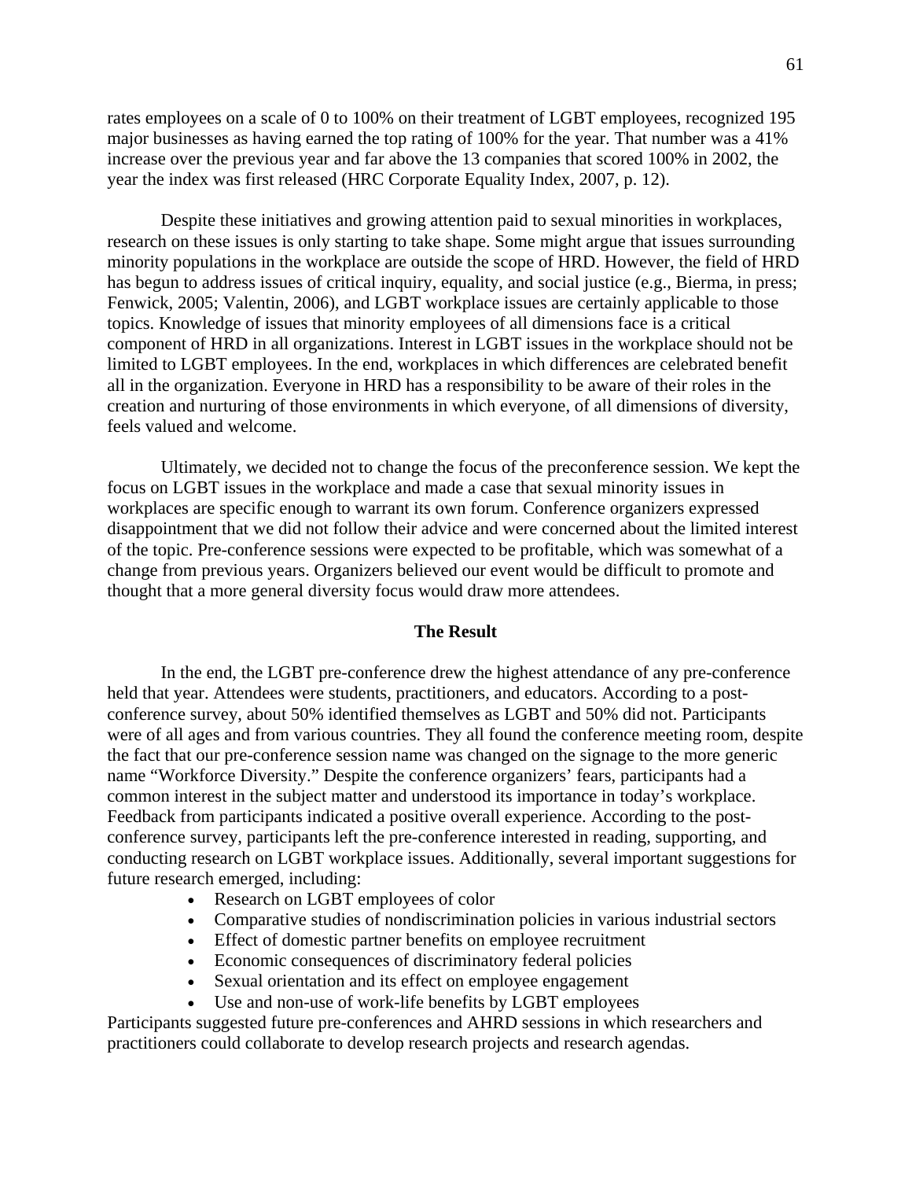rates employees on a scale of 0 to 100% on their treatment of LGBT employees, recognized 195 major businesses as having earned the top rating of 100% for the year. That number was a 41% increase over the previous year and far above the 13 companies that scored 100% in 2002, the year the index was first released (HRC Corporate Equality Index, 2007, p. 12).

Despite these initiatives and growing attention paid to sexual minorities in workplaces, research on these issues is only starting to take shape. Some might argue that issues surrounding minority populations in the workplace are outside the scope of HRD. However, the field of HRD has begun to address issues of critical inquiry, equality, and social justice (e.g., Bierma, in press; Fenwick, 2005; Valentin, 2006), and LGBT workplace issues are certainly applicable to those topics. Knowledge of issues that minority employees of all dimensions face is a critical component of HRD in all organizations. Interest in LGBT issues in the workplace should not be limited to LGBT employees. In the end, workplaces in which differences are celebrated benefit all in the organization. Everyone in HRD has a responsibility to be aware of their roles in the creation and nurturing of those environments in which everyone, of all dimensions of diversity, feels valued and welcome.

Ultimately, we decided not to change the focus of the preconference session. We kept the focus on LGBT issues in the workplace and made a case that sexual minority issues in workplaces are specific enough to warrant its own forum. Conference organizers expressed disappointment that we did not follow their advice and were concerned about the limited interest of the topic. Pre-conference sessions were expected to be profitable, which was somewhat of a change from previous years. Organizers believed our event would be difficult to promote and thought that a more general diversity focus would draw more attendees.

## The Result

In the end, the LGBT pre-conference drew the highest attendance of any pre-conference held that year. Attendees were students, practitioners, and educators. According to a post-conference survey, about 50% identified themselves as LGBT and 50% did not. Participants were of all ages and from various countries. They all found the conference meeting room, despite the fact that our pre-conference session name was changed on the signage to the more generic name "Workforce Diversity." Despite the conference organizers' fears, participants had a common interest in the subject matter and understood its importance in today's workplace. Feedback from participants indicated a positive overall experience. According to the post-conference survey, participants left the pre-conference interested in reading, supporting, and conducting research on LGBT workplace issues. Additionally, several important suggestions for future research emerged, including:

- Research on LGBT employees of color
- Comparative studies of nondiscrimination policies in various industrial sectors
- Effect of domestic partner benefits on employee recruitment
- Economic consequences of discriminatory federal policies
- Sexual orientation and its effect on employee engagement
- Use and non-use of work-life benefits by LGBT employees

Participants suggested future pre-conferences and AHRD sessions in which researchers and practitioners could collaborate to develop research projects and research agendas.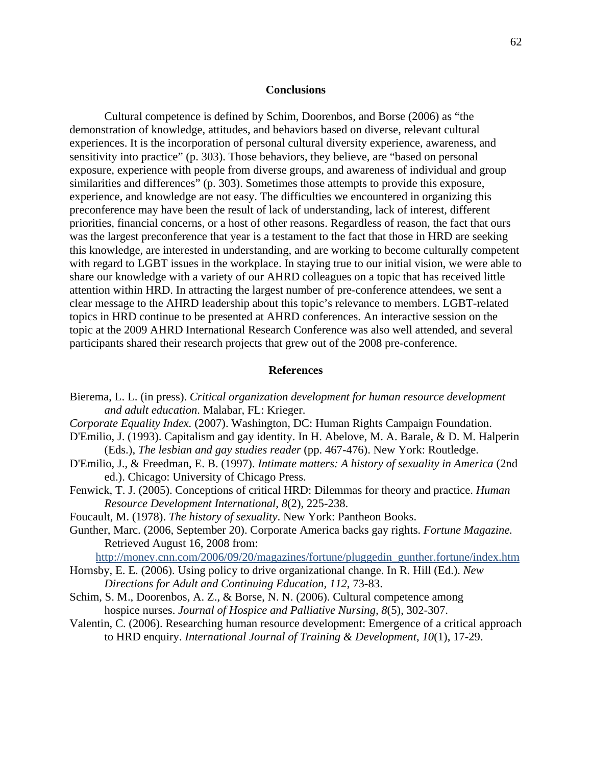## Conclusions

Cultural competence is defined by Schim, Doorenbos, and Borse (2006) as "the demonstration of knowledge, attitudes, and behaviors based on diverse, relevant cultural experiences. It is the incorporation of personal cultural diversity experience, awareness, and sensitivity into practice" (p. 303). Those behaviors, they believe, are "based on personal exposure, experience with people from diverse groups, and awareness of individual and group similarities and differences" (p. 303). Sometimes those attempts to provide this exposure, experience, and knowledge are not easy. The difficulties we encountered in organizing this preconference may have been the result of lack of understanding, lack of interest, different priorities, financial concerns, or a host of other reasons. Regardless of reason, the fact that ours was the largest preconference that year is a testament to the fact that those in HRD are seeking this knowledge, are interested in understanding, and are working to become culturally competent with regard to LGBT issues in the workplace. In staying true to our initial vision, we were able to share our knowledge with a variety of our AHRD colleagues on a topic that has received little attention within HRD. In attracting the largest number of pre-conference attendees, we sent a clear message to the AHRD leadership about this topic's relevance to members. LGBT-related topics in HRD continue to be presented at AHRD conferences. An interactive session on the topic at the 2009 AHRD International Research Conference was also well attended, and several participants shared their research projects that grew out of the 2008 pre-conference.

## References

Bierema, L. L. (in press). *Critical organization development for human resource development and adult education*. Malabar, FL: Krieger.

*Corporate Equality Index.* (2007). Washington, DC: Human Rights Campaign Foundation.

D'Emilio, J. (1993). Capitalism and gay identity. In H. Abelove, M. A. Barale, & D. M. Halperin (Eds.), *The lesbian and gay studies reader* (pp. 467-476). New York: Routledge.

D'Emilio, J., & Freedman, E. B. (1997). *Intimate matters: A history of sexuality in America* (2nd ed.). Chicago: University of Chicago Press.

Fenwick, T. J. (2005). Conceptions of critical HRD: Dilemmas for theory and practice. *Human Resource Development International*, *8*(2), 225-238.

Foucault, M. (1978). *The history of sexuality*. New York: Pantheon Books.

Gunther, Marc. (2006, September 20). Corporate America backs gay rights. *Fortune Magazine.* Retrieved August 16, 2008 from: http://money.cnn.com/2006/09/20/magazines/fortune/pluggedin_gunther.fortune/index.htm

Hornsby, E. E. (2006). Using policy to drive organizational change. In R. Hill (Ed.). *New Directions for Adult and Continuing Education*, *112*, 73-83.

Schim, S. M., Doorenbos, A. Z., & Borse, N. N. (2006). Cultural competence among hospice nurses. *Journal of Hospice and Palliative Nursing*, *8*(5), 302-307.

Valentin, C. (2006). Researching human resource development: Emergence of a critical approach to HRD enquiry. *International Journal of Training & Development*, *10*(1), 17-29.